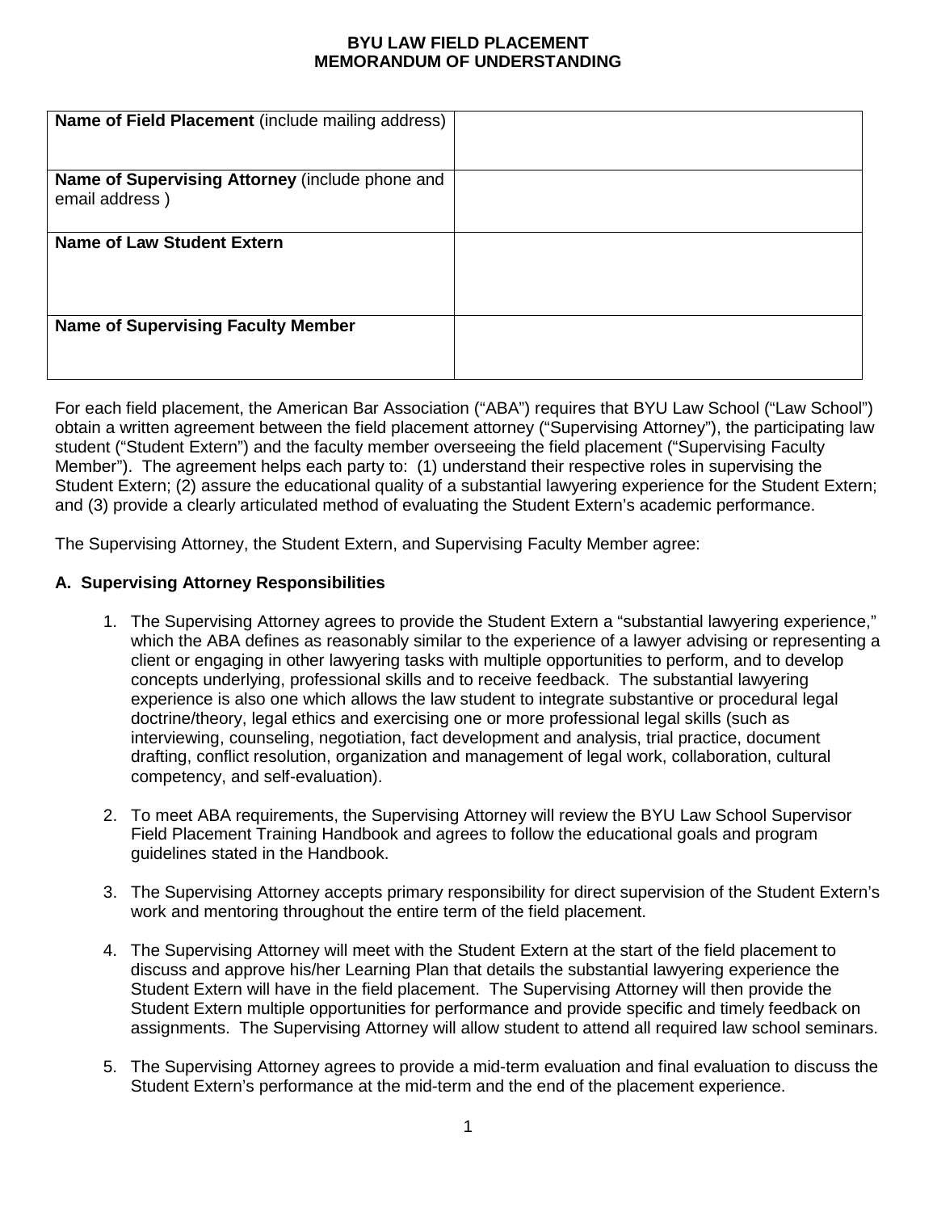# BYU LAW FIELD PLACEMENT
# MEMORANDUM OF UNDERSTANDING

| | |
|---|---|
| **Name of Field Placement** (include mailing address) | |
| **Name of Supervising Attorney** (include phone and email address ) | |
| **Name of Law Student Extern** | |
| **Name of Supervising Faculty Member** | |

For each field placement, the American Bar Association ("ABA") requires that BYU Law School ("Law School") obtain a written agreement between the field placement attorney ("Supervising Attorney"), the participating law student ("Student Extern") and the faculty member overseeing the field placement ("Supervising Faculty Member"). The agreement helps each party to: (1) understand their respective roles in supervising the Student Extern; (2) assure the educational quality of a substantial lawyering experience for the Student Extern; and (3) provide a clearly articulated method of evaluating the Student Extern's academic performance.

The Supervising Attorney, the Student Extern, and Supervising Faculty Member agree:

## A. Supervising Attorney Responsibilities

1. The Supervising Attorney agrees to provide the Student Extern a "substantial lawyering experience," which the ABA defines as reasonably similar to the experience of a lawyer advising or representing a client or engaging in other lawyering tasks with multiple opportunities to perform, and to develop concepts underlying, professional skills and to receive feedback. The substantial lawyering experience is also one which allows the law student to integrate substantive or procedural legal doctrine/theory, legal ethics and exercising one or more professional legal skills (such as interviewing, counseling, negotiation, fact development and analysis, trial practice, document drafting, conflict resolution, organization and management of legal work, collaboration, cultural competency, and self-evaluation).

2. To meet ABA requirements, the Supervising Attorney will review the BYU Law School Supervisor Field Placement Training Handbook and agrees to follow the educational goals and program guidelines stated in the Handbook.

3. The Supervising Attorney accepts primary responsibility for direct supervision of the Student Extern's work and mentoring throughout the entire term of the field placement.

4. The Supervising Attorney will meet with the Student Extern at the start of the field placement to discuss and approve his/her Learning Plan that details the substantial lawyering experience the Student Extern will have in the field placement. The Supervising Attorney will then provide the Student Extern multiple opportunities for performance and provide specific and timely feedback on assignments. The Supervising Attorney will allow student to attend all required law school seminars.

5. The Supervising Attorney agrees to provide a mid-term evaluation and final evaluation to discuss the Student Extern's performance at the mid-term and the end of the placement experience.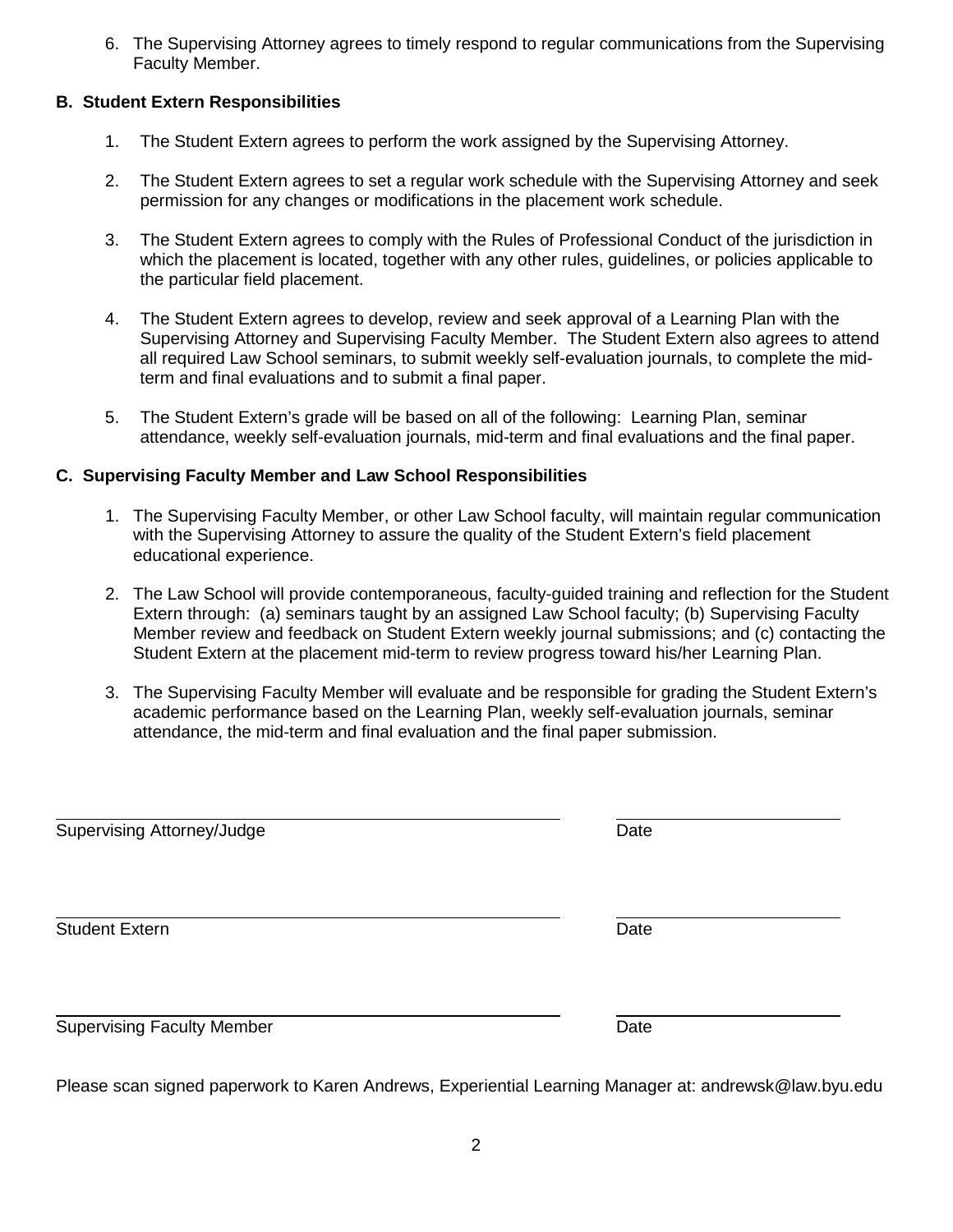6. The Supervising Attorney agrees to timely respond to regular communications from the Supervising Faculty Member.

**B. Student Extern Responsibilities**

1. The Student Extern agrees to perform the work assigned by the Supervising Attorney.

2. The Student Extern agrees to set a regular work schedule with the Supervising Attorney and seek permission for any changes or modifications in the placement work schedule.

3. The Student Extern agrees to comply with the Rules of Professional Conduct of the jurisdiction in which the placement is located, together with any other rules, guidelines, or policies applicable to the particular field placement.

4. The Student Extern agrees to develop, review and seek approval of a Learning Plan with the Supervising Attorney and Supervising Faculty Member. The Student Extern also agrees to attend all required Law School seminars, to submit weekly self-evaluation journals, to complete the mid-term and final evaluations and to submit a final paper.

5. The Student Extern's grade will be based on all of the following: Learning Plan, seminar attendance, weekly self-evaluation journals, mid-term and final evaluations and the final paper.

**C. Supervising Faculty Member and Law School Responsibilities**

1. The Supervising Faculty Member, or other Law School faculty, will maintain regular communication with the Supervising Attorney to assure the quality of the Student Extern's field placement educational experience.

2. The Law School will provide contemporaneous, faculty-guided training and reflection for the Student Extern through: (a) seminars taught by an assigned Law School faculty; (b) Supervising Faculty Member review and feedback on Student Extern weekly journal submissions; and (c) contacting the Student Extern at the placement mid-term to review progress toward his/her Learning Plan.

3. The Supervising Faculty Member will evaluate and be responsible for grading the Student Extern's academic performance based on the Learning Plan, weekly self-evaluation journals, seminar attendance, the mid-term and final evaluation and the final paper submission.

\_\_\_\_\_\_\_\_\_\_\_\_\_\_\_\_\_\_\_\_\_\_\_\_\_\_\_\_\_\_\_\_\_\_\_\_\_\_\_\_ \_\_\_\_\_\_\_\_\_\_\_\_\_\_\_\_\_\_

Supervising Attorney/Judge Date

\_\_\_\_\_\_\_\_\_\_\_\_\_\_\_\_\_\_\_\_\_\_\_\_\_\_\_\_\_\_\_\_\_\_\_\_\_\_\_\_ \_\_\_\_\_\_\_\_\_\_\_\_\_\_\_\_\_\_

Student Extern Date

\_\_\_\_\_\_\_\_\_\_\_\_\_\_\_\_\_\_\_\_\_\_\_\_\_\_\_\_\_\_\_\_\_\_\_\_\_\_\_\_ \_\_\_\_\_\_\_\_\_\_\_\_\_\_\_\_\_\_

Supervising Faculty Member Date

Please scan signed paperwork to Karen Andrews, Experiential Learning Manager at: andrewsk@law.byu.edu